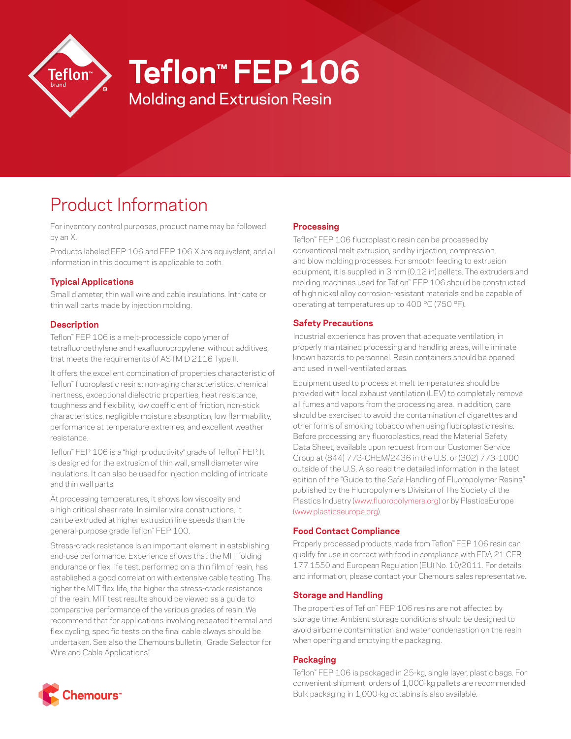# Teflon™ FEP 106

## Molding and Extrusion Resin

## Product Information

For inventory control purposes, product name may be followed by an X.

Products labeled FEP 106 and FEP 106 X are equivalent, and all information in this document is applicable to both.

### Typical Applications

Small diameter, thin wall wire and cable insulations. Intricate or thin wall parts made by injection molding.

### Description

Teflon™ FEP 106 is a melt-processible copolymer of tetrafluoroethylene and hexafluoropropylene, without additives, that meets the requirements of ASTM D 2116 Type II.

It offers the excellent combination of properties characteristic of Teflon™ fluoroplastic resins: non-aging characteristics, chemical inertness, exceptional dielectric properties, heat resistance, toughness and flexibility, low coefficient of friction, non-stick characteristics, negligible moisture absorption, low flammability, performance at temperature extremes, and excellent weather resistance.

Teflon™ FEP 106 is a "high productivity" grade of Teflon™ FEP. It is designed for the extrusion of thin wall, small diameter wire insulations. It can also be used for injection molding of intricate and thin wall parts.

At processing temperatures, it shows low viscosity and a high critical shear rate. In similar wire constructions, it can be extruded at higher extrusion line speeds than the general-purpose grade Teflon™ FEP 100.

Stress-crack resistance is an important element in establishing end-use performance. Experience shows that the MIT folding endurance or flex life test, performed on a thin film of resin, has established a good correlation with extensive cable testing. The higher the MIT flex life, the higher the stress-crack resistance of the resin. MIT test results should be viewed as a guide to comparative performance of the various grades of resin. We recommend that for applications involving repeated thermal and flex cycling, specific tests on the final cable always should be undertaken. See also the Chemours bulletin, "Grade Selector for Wire and Cable Applications."

### Processing

Teflon™ FEP 106 fluoroplastic resin can be processed by conventional melt extrusion, and by injection, compression, and blow molding processes. For smooth feeding to extrusion equipment, it is supplied in 3 mm (0.12 in) pellets. The extruders and molding machines used for Teflon™ FEP 106 should be constructed of high nickel alloy corrosion-resistant materials and be capable of operating at temperatures up to 400 °C (750 °F).

### Safety Precautions

Industrial experience has proven that adequate ventilation, in properly maintained processing and handling areas, will eliminate known hazards to personnel. Resin containers should be opened and used in well-ventilated areas.

Equipment used to process at melt temperatures should be provided with local exhaust ventilation (LEV) to completely remove all fumes and vapors from the processing area. In addition, care should be exercised to avoid the contamination of cigarettes and other forms of smoking tobacco when using fluoroplastic resins. Before processing any fluoroplastics, read the Material Safety Data Sheet, available upon request from our Customer Service Group at (844) 773-CHEM/2436 in the U.S. or (302) 773-1000 outside of the U.S. Also read the detailed information in the latest edition of the "Guide to the Safe Handling of Fluoropolymer Resins," published by the Fluoropolymers Division of The Society of the Plastics Industry (www.fluoropolymers.org) or by PlasticsEurope (www.plasticseurope.org).

### Food Contact Compliance

Properly processed products made from Teflon™ FEP 106 resin can qualify for use in contact with food in compliance with FDA 21 CFR 177.1550 and European Regulation (EU) No. 10/2011. For details and information, please contact your Chemours sales representative.

### Storage and Handling

The properties of Teflon™ FEP 106 resins are not affected by storage time. Ambient storage conditions should be designed to avoid airborne contamination and water condensation on the resin when opening and emptying the packaging.

### Packaging

Teflon™ FEP 106 is packaged in 25-kg, single layer, plastic bags. For convenient shipment, orders of 1,000-kg pallets are recommended. Bulk packaging in 1,000-kg octabins is also available.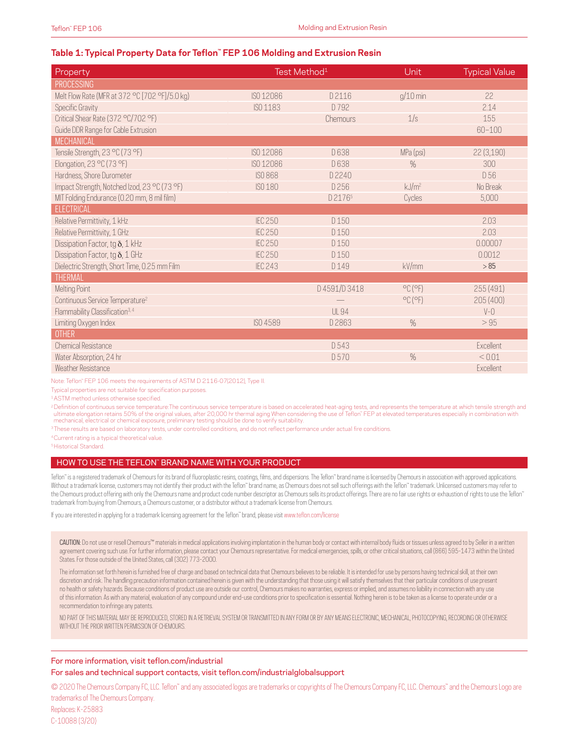### Table 1: Typical Property Data for Teflon™ FEP 106 Molding and Extrusion Resin

| Property | Test Method[1] | | Unit | Typical Value |
|---|---|---|---|---|
| PROCESSING | | | | |
| Melt Flow Rate (MFR at 372 °C [702 °F]/5.0 kg) | ISO 12086 | D 2116 | g/10 min | 22 |
| Specific Gravity | ISO 1183 | D 792 | | 2.14 |
| Critical Shear Rate (372 °C/702 °F) | | Chemours | 1/s | 155 |
| Guide DDR Range for Cable Extrusion | | | | 60–100 |
| MECHANICAL | | | | |
| Tensile Strength, 23 °C (73 °F) | ISO 12086 | D 638 | MPa (psi) | 22 (3,190) |
| Elongation, 23 °C (73 °F) | ISO 12086 | D 638 | % | 300 |
| Hardness, Shore Durometer | ISO 868 | D 2240 | | D 56 |
| Impact Strength, Notched Izod, 23 °C (73 °F) | ISO 180 | D 256 | kJ/m² | No Break |
| MIT Folding Endurance (0.20 mm, 8 mil film) | | D 2176[5] | Cycles | 5,000 |
| ELECTRICAL | | | | |
| Relative Permittivity, 1 kHz | IEC 250 | D 150 | | 2.03 |
| Relative Permittivity, 1 GHz | IEC 250 | D 150 | | 2.03 |
| Dissipation Factor, tg $\delta$, 1 kHz | IEC 250 | D 150 | | 0.00007 |
| Dissipation Factor, tg $\delta$, 1 GHz | IEC 250 | D 150 | | 0.0012 |
| Dielectric Strength, Short Time, 0.25 mm Film | IEC 243 | D 149 | kV/mm | > 85 |
| THERMAL | | | | |
| Melting Point | | D 4591/D 3418 | °C (°F) | 255 (491) |
| Continuous Service Temperature[2] | | — | °C (°F) | 205 (400) |
| Flammability Classification[3,4] | | UL 94 | | V-0 |
| Limiting Oxygen Index | ISO 4589 | D 2863 | % | > 95 |
| OTHER | | | | |
| Chemical Resistance | | D 543 | | Excellent |
| Water Absorption, 24 hr | | D 570 | % | < 0.01 |
| Weather Resistance | | | | Excellent |

Note: Teflon™ FEP 106 meets the requirements of ASTM D 2116-07(2012), Type II.

Typical properties are not suitable for specification purposes.

[1] ASTM method unless otherwise specified.

[2] Definition of continuous service temperature:The continuous service temperature is based on accelerated heat-aging tests, and represents the temperature at which tensile strength and ultimate elongation retains 50% of the original values, after 20,000 hr thermal aging When considering the use of Teflon™ FEP at elevated temperatures especially in combination with mechanical, electrical or chemical exposure, preliminary testing should be done to verify suitability.

[3] These results are based on laboratory tests, under controlled conditions, and do not reflect performance under actual fire conditions.

[4] Current rating is a typical theoretical value.

[5] Historical Standard.

## HOW TO USE THE TEFLON™ BRAND NAME WITH YOUR PRODUCT

Teflon™ is a registered trademark of Chemours for its brand of fluoroplastic resins, coatings, films, and dispersions. The Teflon™ brand name is licensed by Chemours in association with approved applications. Without a trademark license, customers may not identify their product with the Teflon™ brand name, as Chemours does not sell such offerings with the Teflon™ trademark. Unlicensed customers may refer to the Chemours product offering with only the Chemours name and product code number descriptor as Chemours sells its product offerings. There are no fair use rights or exhaustion of rights to use the Teflon™ trademark from buying from Chemours, a Chemours customer, or a distributor without a trademark license from Chemours.

If you are interested in applying for a trademark licensing agreement for the Teflon™ brand, please visit www.teflon.com/license

CAUTION: Do not use or resell Chemours™ materials in medical applications involving implantation in the human body or contact with internal body fluids or tissues unless agreed to by Seller in a written agreement covering such use. For further information, please contact your Chemours representative. For medical emergencies, spills, or other critical situations, call (866) 595-1473 within the United States. For those outside of the United States, call (302) 773-2000.

The information set forth herein is furnished free of charge and based on technical data that Chemours believes to be reliable. It is intended for use by persons having technical skill, at their own discretion and risk. The handling precaution information contained herein is given with the understanding that those using it will satisfy themselves that their particular conditions of use present no health or safety hazards. Because conditions of product use are outside our control, Chemours makes no warranties, express or implied, and assumes no liability in connection with any use of this information. As with any material, evaluation of any compound under end-use conditions prior to specification is essential. Nothing herein is to be taken as a license to operate under or a recommendation to infringe any patents.

NO PART OF THIS MATERIAL MAY BE REPRODUCED, STORED IN A RETRIEVAL SYSTEM OR TRANSMITTED IN ANY FORM OR BY ANY MEANS ELECTRONIC, MECHANICAL, PHOTOCOPYING, RECORDING OR OTHERWISE WITHOUT THE PRIOR WRITTEN PERMISSION OF CHEMOURS.

For more information, visit teflon.com/industrial

For sales and technical support contacts, visit teflon.com/industrialglobalsupport

© 2020 The Chemours Company FC, LLC. Teflon™ and any associated logos are trademarks or copyrights of The Chemours Company FC, LLC. Chemours™ and the Chemours Logo are trademarks of The Chemours Company.

Replaces: K-25883

C-10088 (3/20)